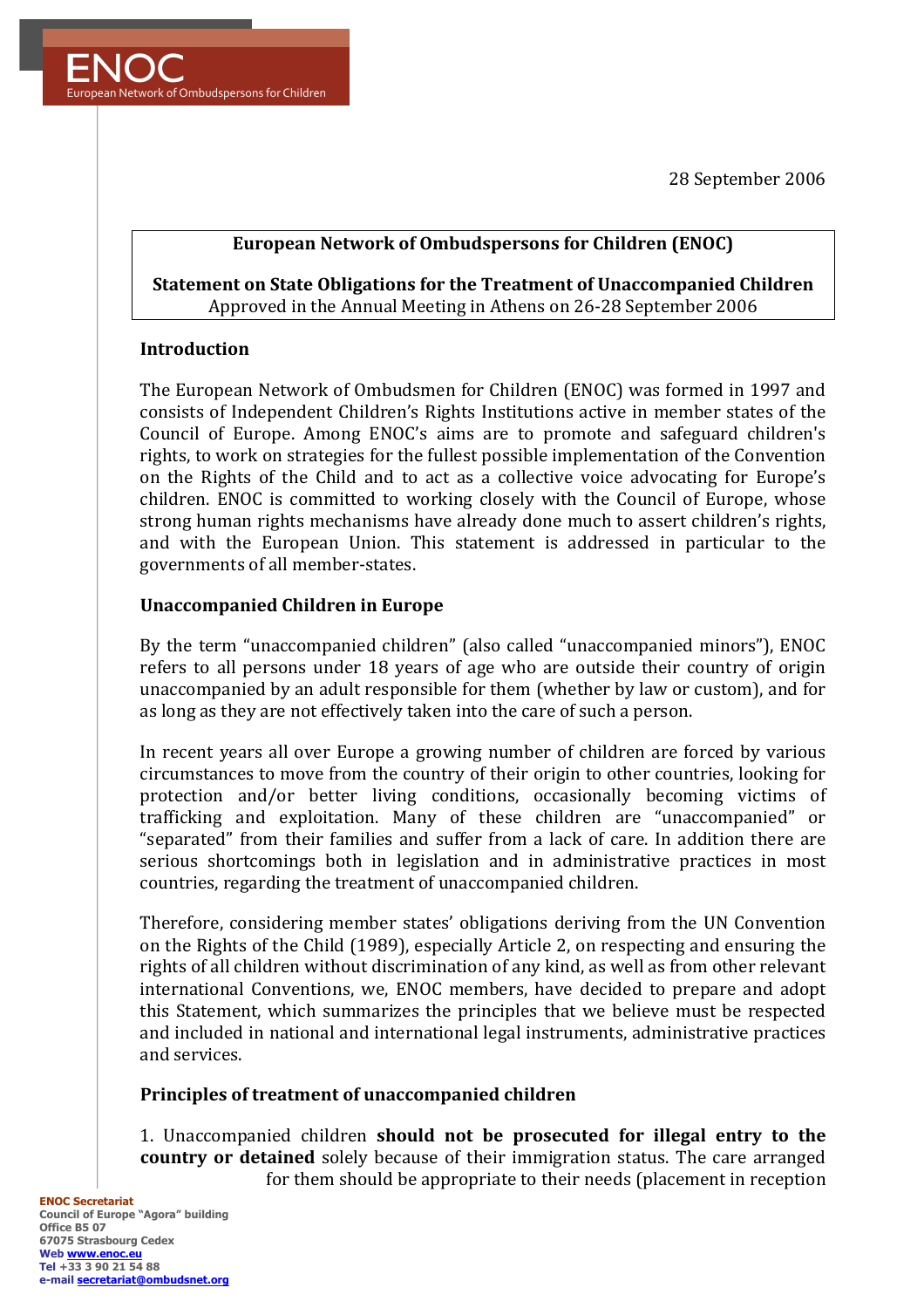28 September 2006

**European Network of Ombudspersons for Children (ENOC)**

**Statement on State Obligations for the Treatment of Unaccompanied Children**
Approved in the Annual Meeting in Athens on 26-28 September 2006

## Introduction

The European Network of Ombudsmen for Children (ENOC) was formed in 1997 and consists of Independent Children's Rights Institutions active in member states of the Council of Europe. Among ENOC's aims are to promote and safeguard children's rights, to work on strategies for the fullest possible implementation of the Convention on the Rights of the Child and to act as a collective voice advocating for Europe's children. ENOC is committed to working closely with the Council of Europe, whose strong human rights mechanisms have already done much to assert children's rights, and with the European Union. This statement is addressed in particular to the governments of all member-states.

## Unaccompanied Children in Europe

By the term "unaccompanied children" (also called "unaccompanied minors"), ENOC refers to all persons under 18 years of age who are outside their country of origin unaccompanied by an adult responsible for them (whether by law or custom), and for as long as they are not effectively taken into the care of such a person.

In recent years all over Europe a growing number of children are forced by various circumstances to move from the country of their origin to other countries, looking for protection and/or better living conditions, occasionally becoming victims of trafficking and exploitation. Many of these children are "unaccompanied" or "separated" from their families and suffer from a lack of care. In addition there are serious shortcomings both in legislation and in administrative practices in most countries, regarding the treatment of unaccompanied children.

Therefore, considering member states' obligations deriving from the UN Convention on the Rights of the Child (1989), especially Article 2, on respecting and ensuring the rights of all children without discrimination of any kind, as well as from other relevant international Conventions, we, ENOC members, have decided to prepare and adopt this Statement, which summarizes the principles that we believe must be respected and included in national and international legal instruments, administrative practices and services.

## Principles of treatment of unaccompanied children

1. Unaccompanied children **should not be prosecuted for illegal entry to the country or detained** solely because of their immigration status. The care arranged for them should be appropriate to their needs (placement in reception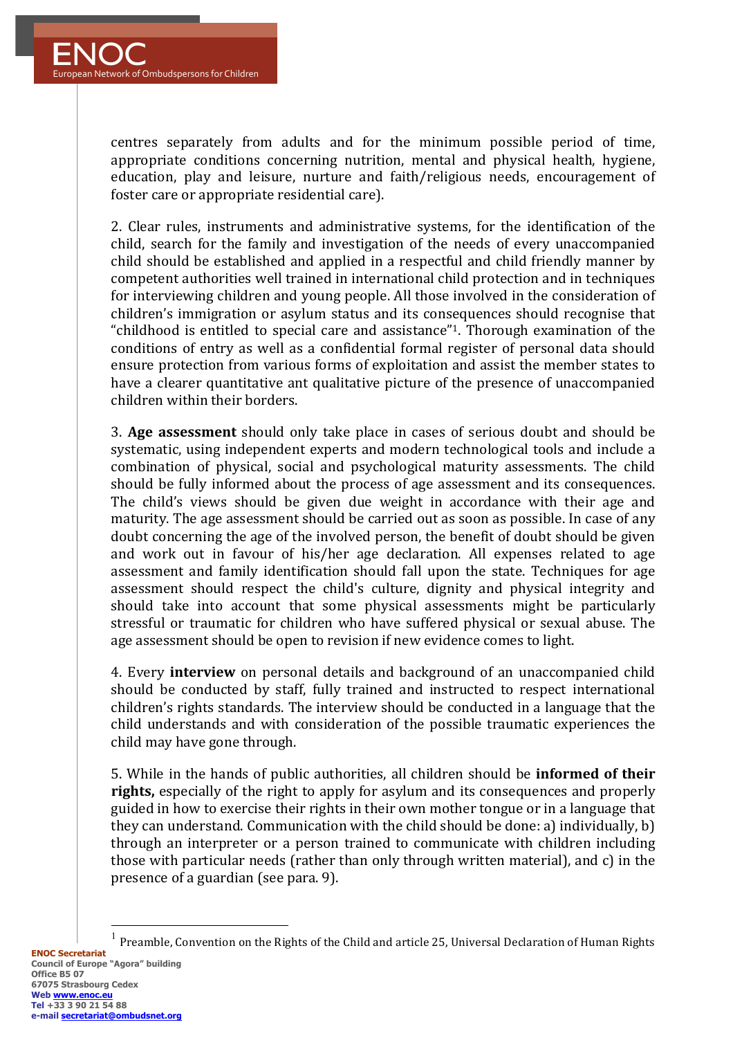centres separately from adults and for the minimum possible period of time, appropriate conditions concerning nutrition, mental and physical health, hygiene, education, play and leisure, nurture and faith/religious needs, encouragement of foster care or appropriate residential care).

2. Clear rules, instruments and administrative systems, for the identification of the child, search for the family and investigation of the needs of every unaccompanied child should be established and applied in a respectful and child friendly manner by competent authorities well trained in international child protection and in techniques for interviewing children and young people. All those involved in the consideration of children's immigration or asylum status and its consequences should recognise that "childhood is entitled to special care and assistance"[1]. Thorough examination of the conditions of entry as well as a confidential formal register of personal data should ensure protection from various forms of exploitation and assist the member states to have a clearer quantitative ant qualitative picture of the presence of unaccompanied children within their borders.

3. **Age assessment** should only take place in cases of serious doubt and should be systematic, using independent experts and modern technological tools and include a combination of physical, social and psychological maturity assessments. The child should be fully informed about the process of age assessment and its consequences. The child's views should be given due weight in accordance with their age and maturity. The age assessment should be carried out as soon as possible. In case of any doubt concerning the age of the involved person, the benefit of doubt should be given and work out in favour of his/her age declaration. All expenses related to age assessment and family identification should fall upon the state. Techniques for age assessment should respect the child's culture, dignity and physical integrity and should take into account that some physical assessments might be particularly stressful or traumatic for children who have suffered physical or sexual abuse. The age assessment should be open to revision if new evidence comes to light.

4. Every **interview** on personal details and background of an unaccompanied child should be conducted by staff, fully trained and instructed to respect international children's rights standards. The interview should be conducted in a language that the child understands and with consideration of the possible traumatic experiences the child may have gone through.

5. While in the hands of public authorities, all children should be **informed of their rights,** especially of the right to apply for asylum and its consequences and properly guided in how to exercise their rights in their own mother tongue or in a language that they can understand. Communication with the child should be done: a) individually, b) through an interpreter or a person trained to communicate with children including those with particular needs (rather than only through written material), and c) in the presence of a guardian (see para. 9).

---

[1] Preamble, Convention on the Rights of the Child and article 25, Universal Declaration of Human Rights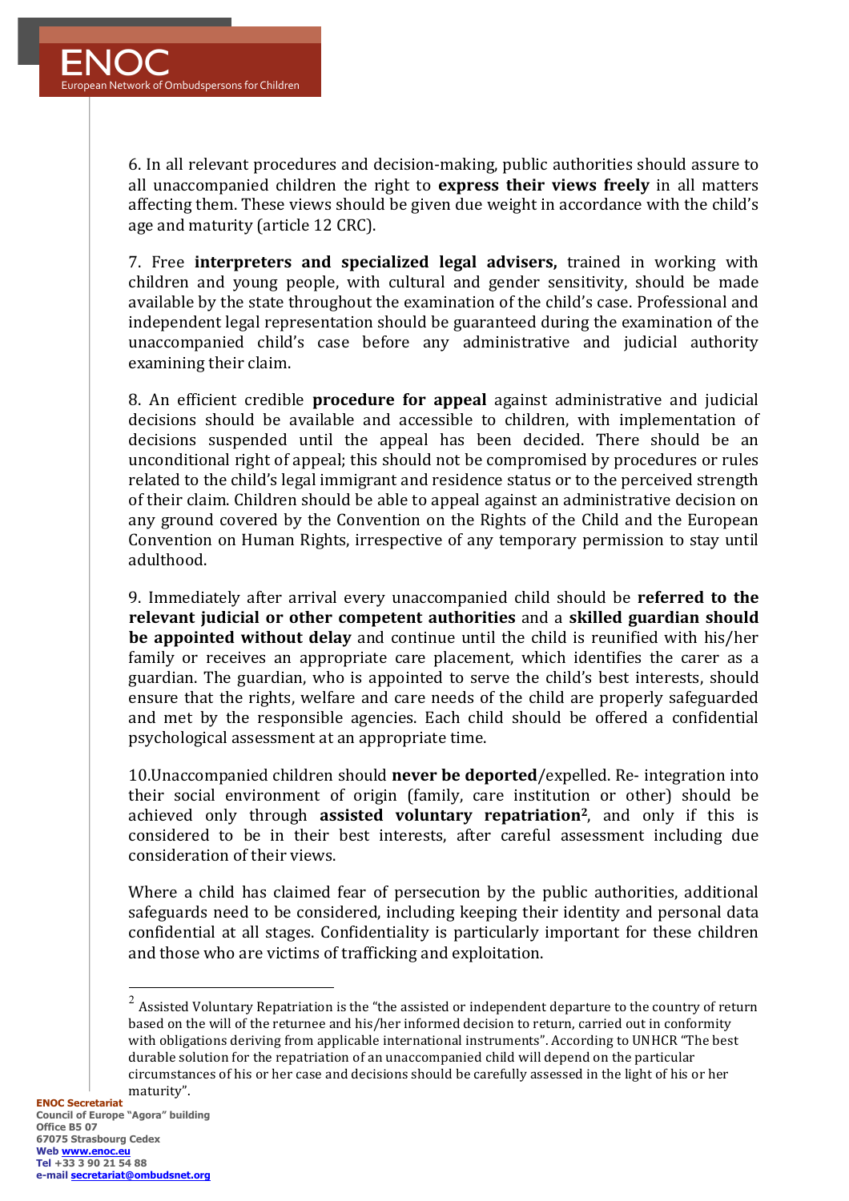6. In all relevant procedures and decision-making, public authorities should assure to all unaccompanied children the right to **express their views freely** in all matters affecting them. These views should be given due weight in accordance with the child's age and maturity (article 12 CRC).

7. Free **interpreters and specialized legal advisers,** trained in working with children and young people, with cultural and gender sensitivity, should be made available by the state throughout the examination of the child's case. Professional and independent legal representation should be guaranteed during the examination of the unaccompanied child's case before any administrative and judicial authority examining their claim.

8. An efficient credible **procedure for appeal** against administrative and judicial decisions should be available and accessible to children, with implementation of decisions suspended until the appeal has been decided. There should be an unconditional right of appeal; this should not be compromised by procedures or rules related to the child's legal immigrant and residence status or to the perceived strength of their claim. Children should be able to appeal against an administrative decision on any ground covered by the Convention on the Rights of the Child and the European Convention on Human Rights, irrespective of any temporary permission to stay until adulthood.

9. Immediately after arrival every unaccompanied child should be **referred to the relevant judicial or other competent authorities** and a **skilled guardian should be appointed without delay** and continue until the child is reunified with his/her family or receives an appropriate care placement, which identifies the carer as a guardian. The guardian, who is appointed to serve the child's best interests, should ensure that the rights, welfare and care needs of the child are properly safeguarded and met by the responsible agencies. Each child should be offered a confidential psychological assessment at an appropriate time.

10.Unaccompanied children should **never be deported**/expelled. Re- integration into their social environment of origin (family, care institution or other) should be achieved only through **assisted voluntary repatriation**[2], and only if this is considered to be in their best interests, after careful assessment including due consideration of their views.

Where a child has claimed fear of persecution by the public authorities, additional safeguards need to be considered, including keeping their identity and personal data confidential at all stages. Confidentiality is particularly important for these children and those who are victims of trafficking and exploitation.

---

[2] Assisted Voluntary Repatriation is the "the assisted or independent departure to the country of return based on the will of the returnee and his/her informed decision to return, carried out in conformity with obligations deriving from applicable international instruments". According to UNHCR "The best durable solution for the repatriation of an unaccompanied child will depend on the particular circumstances of his or her case and decisions should be carefully assessed in the light of his or her maturity".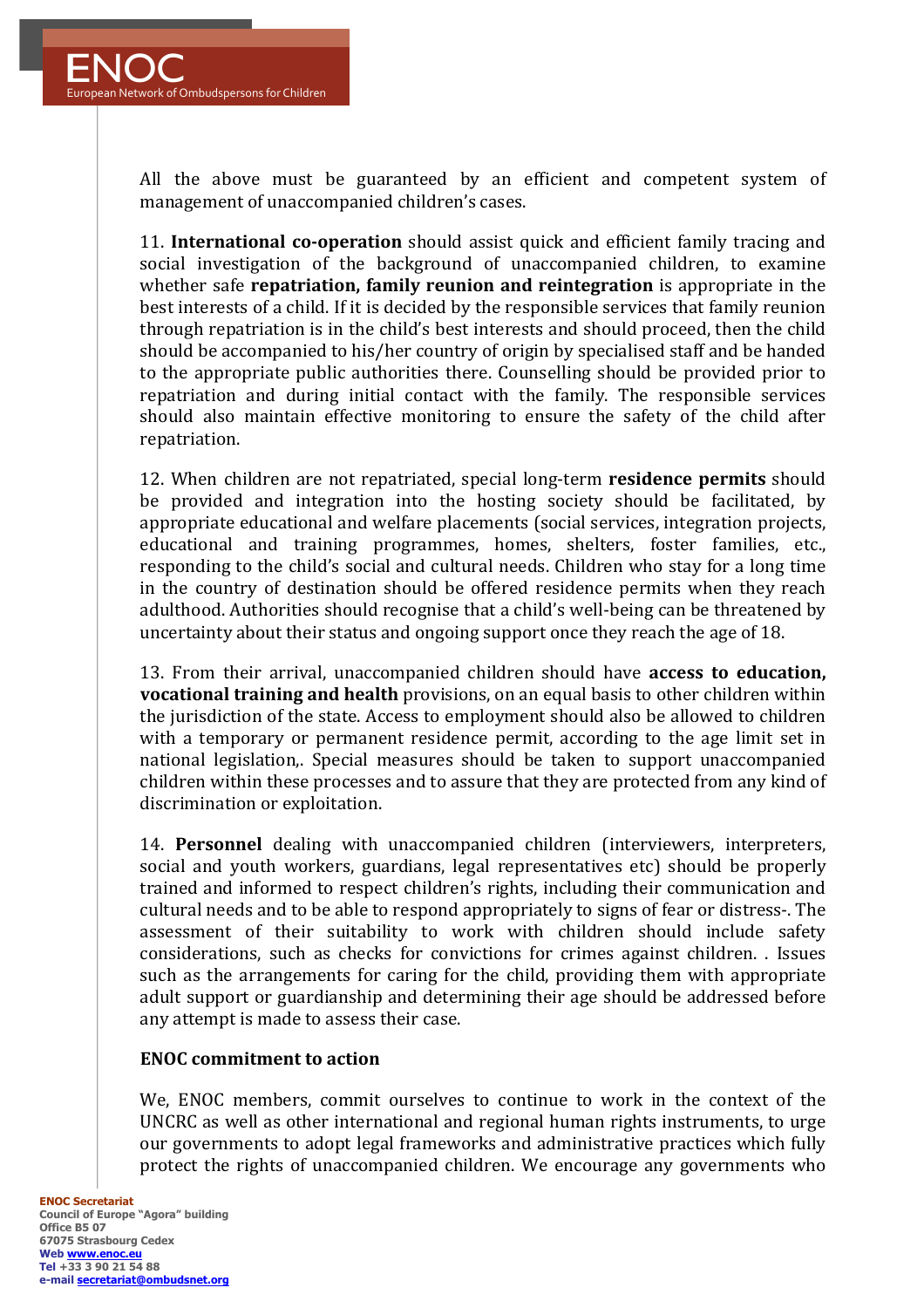All the above must be guaranteed by an efficient and competent system of management of unaccompanied children's cases.

11. **International co-operation** should assist quick and efficient family tracing and social investigation of the background of unaccompanied children, to examine whether safe **repatriation, family reunion and reintegration** is appropriate in the best interests of a child. If it is decided by the responsible services that family reunion through repatriation is in the child's best interests and should proceed, then the child should be accompanied to his/her country of origin by specialised staff and be handed to the appropriate public authorities there. Counselling should be provided prior to repatriation and during initial contact with the family. The responsible services should also maintain effective monitoring to ensure the safety of the child after repatriation.

12. When children are not repatriated, special long-term **residence permits** should be provided and integration into the hosting society should be facilitated, by appropriate educational and welfare placements (social services, integration projects, educational and training programmes, homes, shelters, foster families, etc., responding to the child's social and cultural needs. Children who stay for a long time in the country of destination should be offered residence permits when they reach adulthood. Authorities should recognise that a child's well-being can be threatened by uncertainty about their status and ongoing support once they reach the age of 18.

13. From their arrival, unaccompanied children should have **access to education, vocational training and health** provisions, on an equal basis to other children within the jurisdiction of the state. Access to employment should also be allowed to children with a temporary or permanent residence permit, according to the age limit set in national legislation,. Special measures should be taken to support unaccompanied children within these processes and to assure that they are protected from any kind of discrimination or exploitation.

14. **Personnel** dealing with unaccompanied children (interviewers, interpreters, social and youth workers, guardians, legal representatives etc) should be properly trained and informed to respect children's rights, including their communication and cultural needs and to be able to respond appropriately to signs of fear or distress-. The assessment of their suitability to work with children should include safety considerations, such as checks for convictions for crimes against children. . Issues such as the arrangements for caring for the child, providing them with appropriate adult support or guardianship and determining their age should be addressed before any attempt is made to assess their case.

**ENOC commitment to action**

We, ENOC members, commit ourselves to continue to work in the context of the UNCRC as well as other international and regional human rights instruments, to urge our governments to adopt legal frameworks and administrative practices which fully protect the rights of unaccompanied children. We encourage any governments who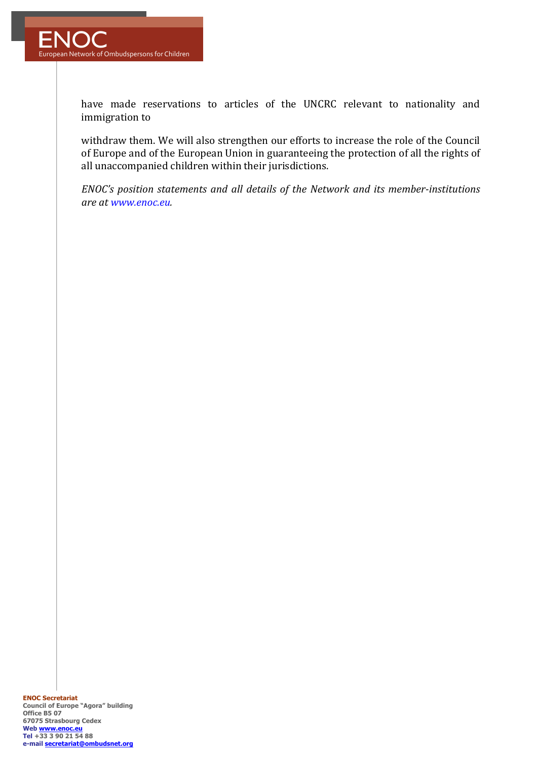have made reservations to articles of the UNCRC relevant to nationality and immigration to

withdraw them. We will also strengthen our efforts to increase the role of the Council of Europe and of the European Union in guaranteeing the protection of all the rights of all unaccompanied children within their jurisdictions.

*ENOC's position statements and all details of the Network and its member-institutions are at www.enoc.eu.*